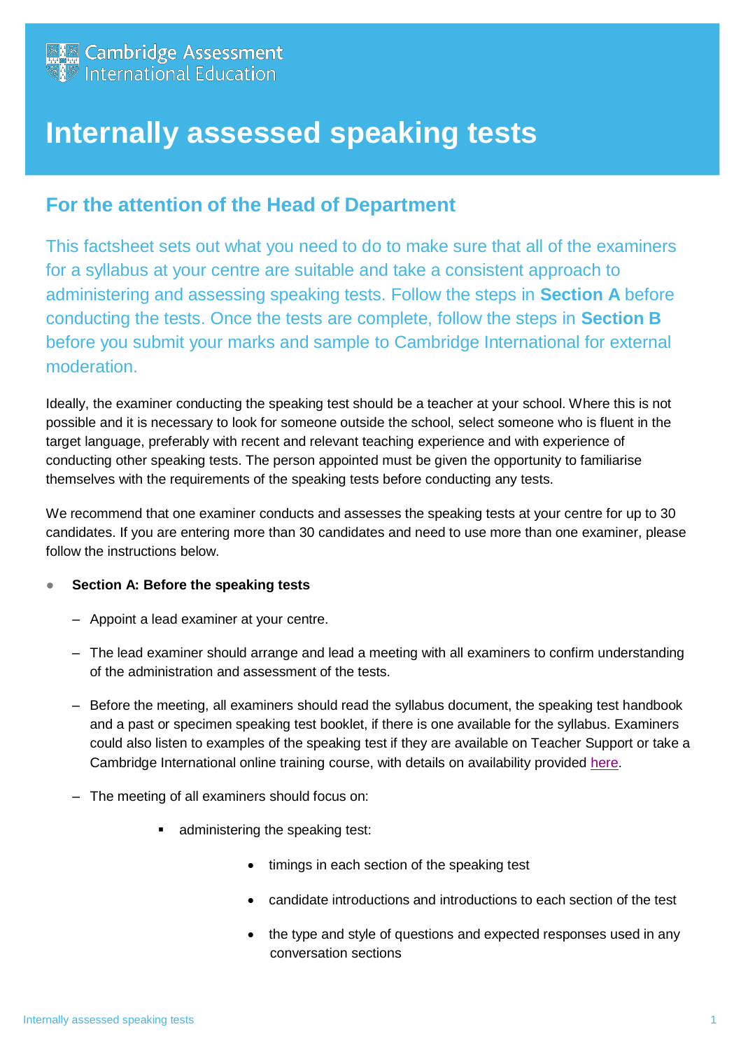Cambridge Assessment International Education

# Internally assessed speaking tests

## For the attention of the Head of Department

This factsheet sets out what you need to do to make sure that all of the examiners for a syllabus at your centre are suitable and take a consistent approach to administering and assessing speaking tests. Follow the steps in **Section A** before conducting the tests. Once the tests are complete, follow the steps in **Section B** before you submit your marks and sample to Cambridge International for external moderation.

Ideally, the examiner conducting the speaking test should be a teacher at your school. Where this is not possible and it is necessary to look for someone outside the school, select someone who is fluent in the target language, preferably with recent and relevant teaching experience and with experience of conducting other speaking tests. The person appointed must be given the opportunity to familiarise themselves with the requirements of the speaking tests before conducting any tests.

We recommend that one examiner conducts and assesses the speaking tests at your centre for up to 30 candidates. If you are entering more than 30 candidates and need to use more than one examiner, please follow the instructions below.

- **Section A: Before the speaking tests**
  - Appoint a lead examiner at your centre.
  - The lead examiner should arrange and lead a meeting with all examiners to confirm understanding of the administration and assessment of the tests.
  - Before the meeting, all examiners should read the syllabus document, the speaking test handbook and a past or specimen speaking test booklet, if there is one available for the syllabus. Examiners could also listen to examples of the speaking test if they are available on Teacher Support or take a Cambridge International online training course, with details on availability provided here.
  - The meeting of all examiners should focus on:
    - administering the speaking test:
      - timings in each section of the speaking test
      - candidate introductions and introductions to each section of the test
      - the type and style of questions and expected responses used in any conversation sections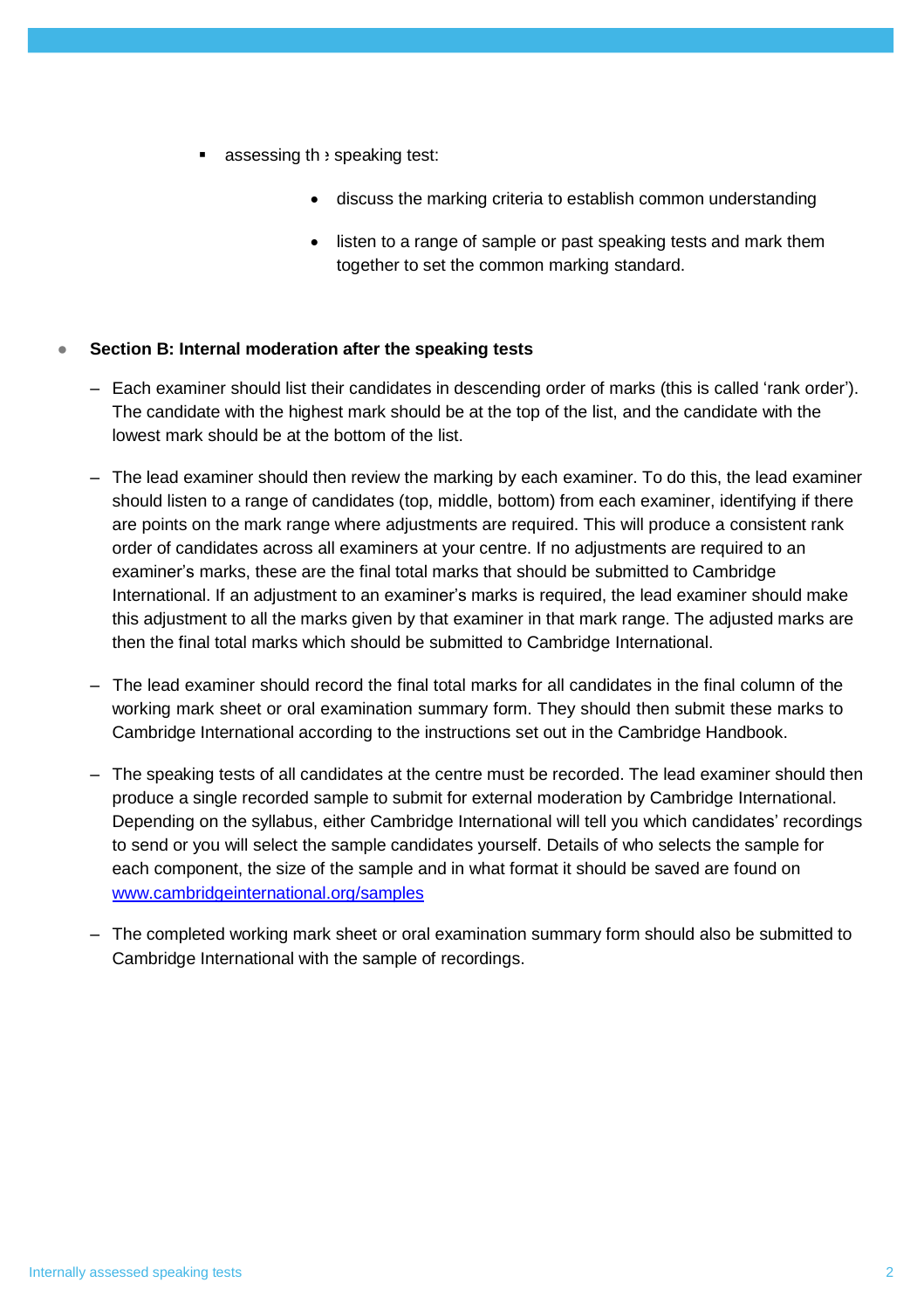- assessing th › speaking test:
  - discuss the marking criteria to establish common understanding
  - listen to a range of sample or past speaking tests and mark them together to set the common marking standard.

- **Section B: Internal moderation after the speaking tests**
  - Each examiner should list their candidates in descending order of marks (this is called 'rank order'). The candidate with the highest mark should be at the top of the list, and the candidate with the lowest mark should be at the bottom of the list.
  - The lead examiner should then review the marking by each examiner. To do this, the lead examiner should listen to a range of candidates (top, middle, bottom) from each examiner, identifying if there are points on the mark range where adjustments are required. This will produce a consistent rank order of candidates across all examiners at your centre. If no adjustments are required to an examiner's marks, these are the final total marks that should be submitted to Cambridge International. If an adjustment to an examiner's marks is required, the lead examiner should make this adjustment to all the marks given by that examiner in that mark range. The adjusted marks are then the final total marks which should be submitted to Cambridge International.
  - The lead examiner should record the final total marks for all candidates in the final column of the working mark sheet or oral examination summary form. They should then submit these marks to Cambridge International according to the instructions set out in the Cambridge Handbook.
  - The speaking tests of all candidates at the centre must be recorded. The lead examiner should then produce a single recorded sample to submit for external moderation by Cambridge International. Depending on the syllabus, either Cambridge International will tell you which candidates' recordings to send or you will select the sample candidates yourself. Details of who selects the sample for each component, the size of the sample and in what format it should be saved are found on [www.cambridgeinternational.org/samples](http://www.cambridgeinternational.org/samples)
  - The completed working mark sheet or oral examination summary form should also be submitted to Cambridge International with the sample of recordings.